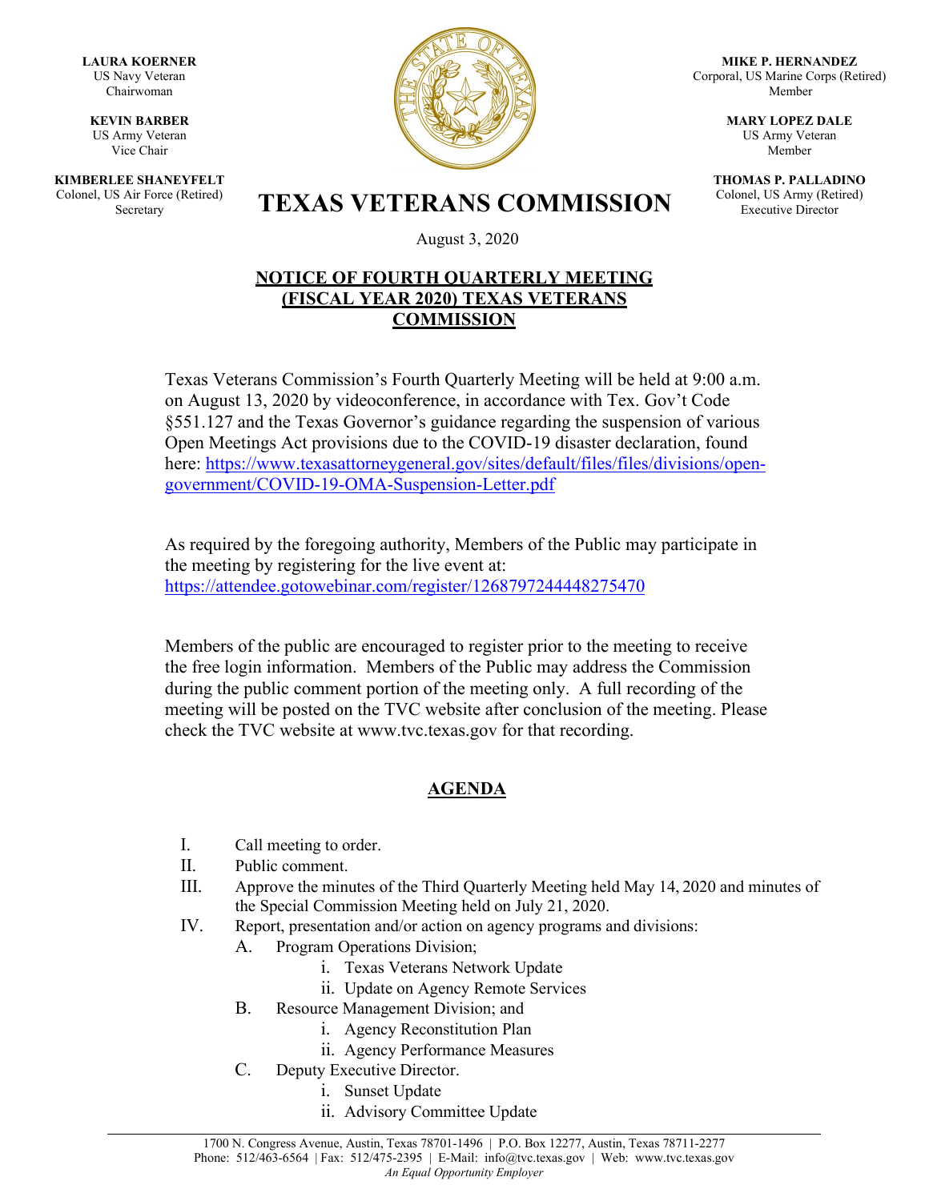**LAURA KOERNER**
US Navy Veteran
Chairwoman

**KEVIN BARBER**
US Army Veteran
Vice Chair

**KIMBERLEE SHANEYFELT**
Colonel, US Air Force (Retired)
Secretary

**MIKE P. HERNANDEZ**
Corporal, US Marine Corps (Retired)
Member

**MARY LOPEZ DALE**
US Army Veteran
Member

**THOMAS P. PALLADINO**
Colonel, US Army (Retired)
Executive Director

# TEXAS VETERANS COMMISSION

August 3, 2020

## NOTICE OF FOURTH QUARTERLY MEETING (FISCAL YEAR 2020) TEXAS VETERANS COMMISSION

Texas Veterans Commission's Fourth Quarterly Meeting will be held at 9:00 a.m. on August 13, 2020 by videoconference, in accordance with Tex. Gov't Code §551.127 and the Texas Governor's guidance regarding the suspension of various Open Meetings Act provisions due to the COVID-19 disaster declaration, found here: https://www.texasattorneygeneral.gov/sites/default/files/files/divisions/open-government/COVID-19-OMA-Suspension-Letter.pdf

As required by the foregoing authority, Members of the Public may participate in the meeting by registering for the live event at: https://attendee.gotowebinar.com/register/1268797244448275470

Members of the public are encouraged to register prior to the meeting to receive the free login information. Members of the Public may address the Commission during the public comment portion of the meeting only. A full recording of the meeting will be posted on the TVC website after conclusion of the meeting. Please check the TVC website at www.tvc.texas.gov for that recording.

## AGENDA

I. Call meeting to order.
II. Public comment.
III. Approve the minutes of the Third Quarterly Meeting held May 14, 2020 and minutes of the Special Commission Meeting held on July 21, 2020.
IV. Report, presentation and/or action on agency programs and divisions:
  A. Program Operations Division;
    i. Texas Veterans Network Update
    ii. Update on Agency Remote Services
  B. Resource Management Division; and
    i. Agency Reconstitution Plan
    ii. Agency Performance Measures
  C. Deputy Executive Director.
    i. Sunset Update
    ii. Advisory Committee Update

1700 N. Congress Avenue, Austin, Texas 78701-1496 | P.O. Box 12277, Austin, Texas 78711-2277
Phone: 512/463-6564 | Fax: 512/475-2395 | E-Mail: info@tvc.texas.gov | Web: www.tvc.texas.gov
*An Equal Opportunity Employer*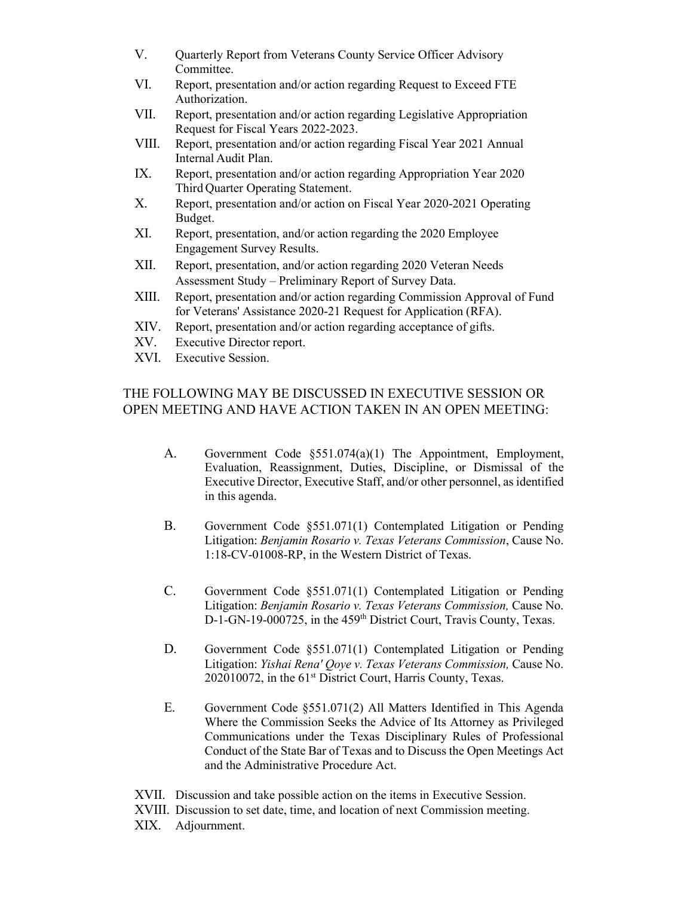V. Quarterly Report from Veterans County Service Officer Advisory Committee.

VI. Report, presentation and/or action regarding Request to Exceed FTE Authorization.

VII. Report, presentation and/or action regarding Legislative Appropriation Request for Fiscal Years 2022-2023.

VIII. Report, presentation and/or action regarding Fiscal Year 2021 Annual Internal Audit Plan.

IX. Report, presentation and/or action regarding Appropriation Year 2020 Third Quarter Operating Statement.

X. Report, presentation and/or action on Fiscal Year 2020-2021 Operating Budget.

XI. Report, presentation, and/or action regarding the 2020 Employee Engagement Survey Results.

XII. Report, presentation, and/or action regarding 2020 Veteran Needs Assessment Study – Preliminary Report of Survey Data.

XIII. Report, presentation and/or action regarding Commission Approval of Fund for Veterans' Assistance 2020-21 Request for Application (RFA).

XIV. Report, presentation and/or action regarding acceptance of gifts.

XV. Executive Director report.

XVI. Executive Session.

THE FOLLOWING MAY BE DISCUSSED IN EXECUTIVE SESSION OR OPEN MEETING AND HAVE ACTION TAKEN IN AN OPEN MEETING:

A. Government Code §551.074(a)(1) The Appointment, Employment, Evaluation, Reassignment, Duties, Discipline, or Dismissal of the Executive Director, Executive Staff, and/or other personnel, as identified in this agenda.

B. Government Code §551.071(1) Contemplated Litigation or Pending Litigation: *Benjamin Rosario v. Texas Veterans Commission*, Cause No. 1:18-CV-01008-RP, in the Western District of Texas.

C. Government Code §551.071(1) Contemplated Litigation or Pending Litigation: *Benjamin Rosario v. Texas Veterans Commission,* Cause No. D-1-GN-19-000725, in the 459th District Court, Travis County, Texas.

D. Government Code §551.071(1) Contemplated Litigation or Pending Litigation: *Yishai Rena' Qoye v. Texas Veterans Commission,* Cause No. 202010072, in the 61st District Court, Harris County, Texas.

E. Government Code §551.071(2) All Matters Identified in This Agenda Where the Commission Seeks the Advice of Its Attorney as Privileged Communications under the Texas Disciplinary Rules of Professional Conduct of the State Bar of Texas and to Discuss the Open Meetings Act and the Administrative Procedure Act.

XVII. Discussion and take possible action on the items in Executive Session.

XVIII. Discussion to set date, time, and location of next Commission meeting.

XIX. Adjournment.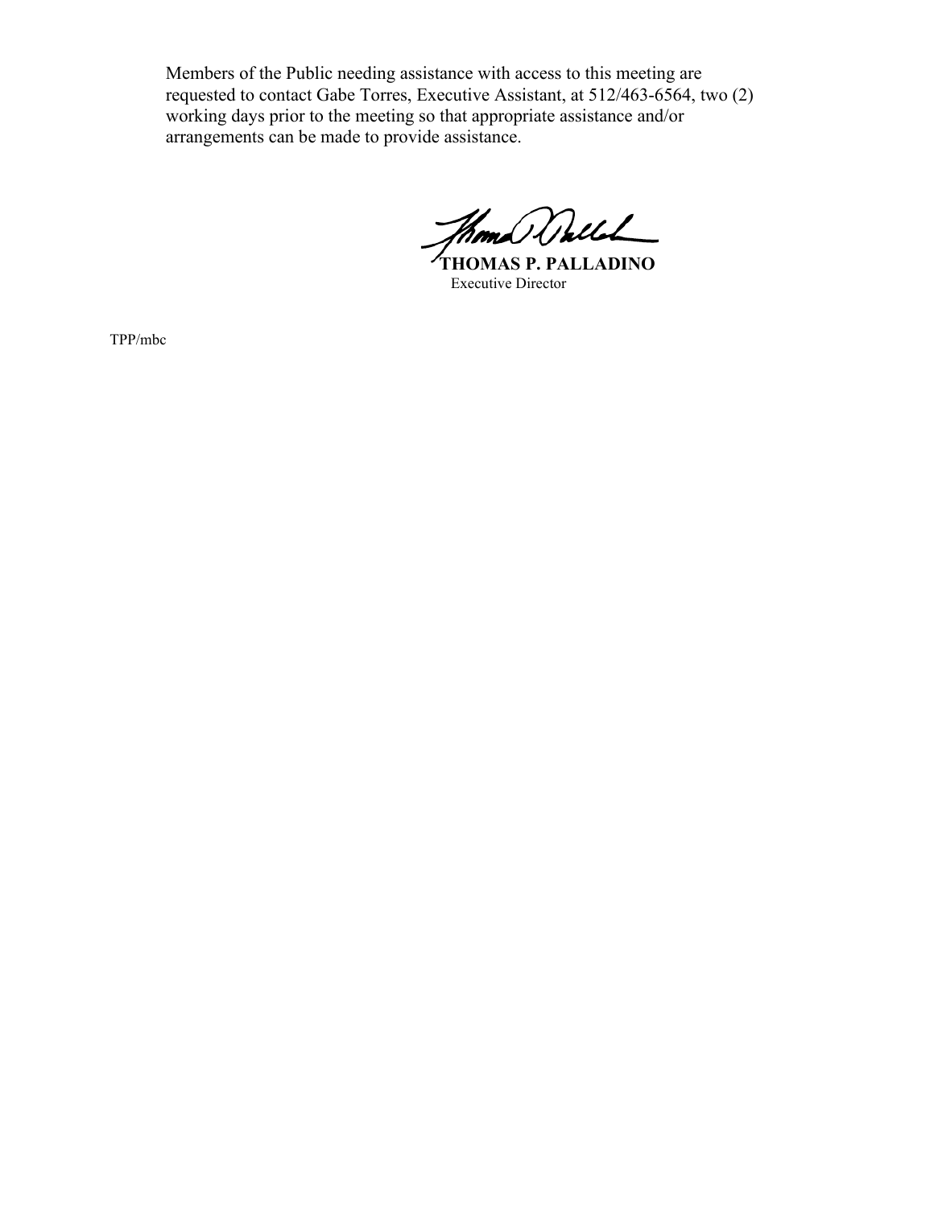Members of the Public needing assistance with access to this meeting are requested to contact Gabe Torres, Executive Assistant, at 512/463-6564, two (2) working days prior to the meeting so that appropriate assistance and/or arrangements can be made to provide assistance.

**THOMAS P. PALLADINO**
Executive Director

TPP/mbc